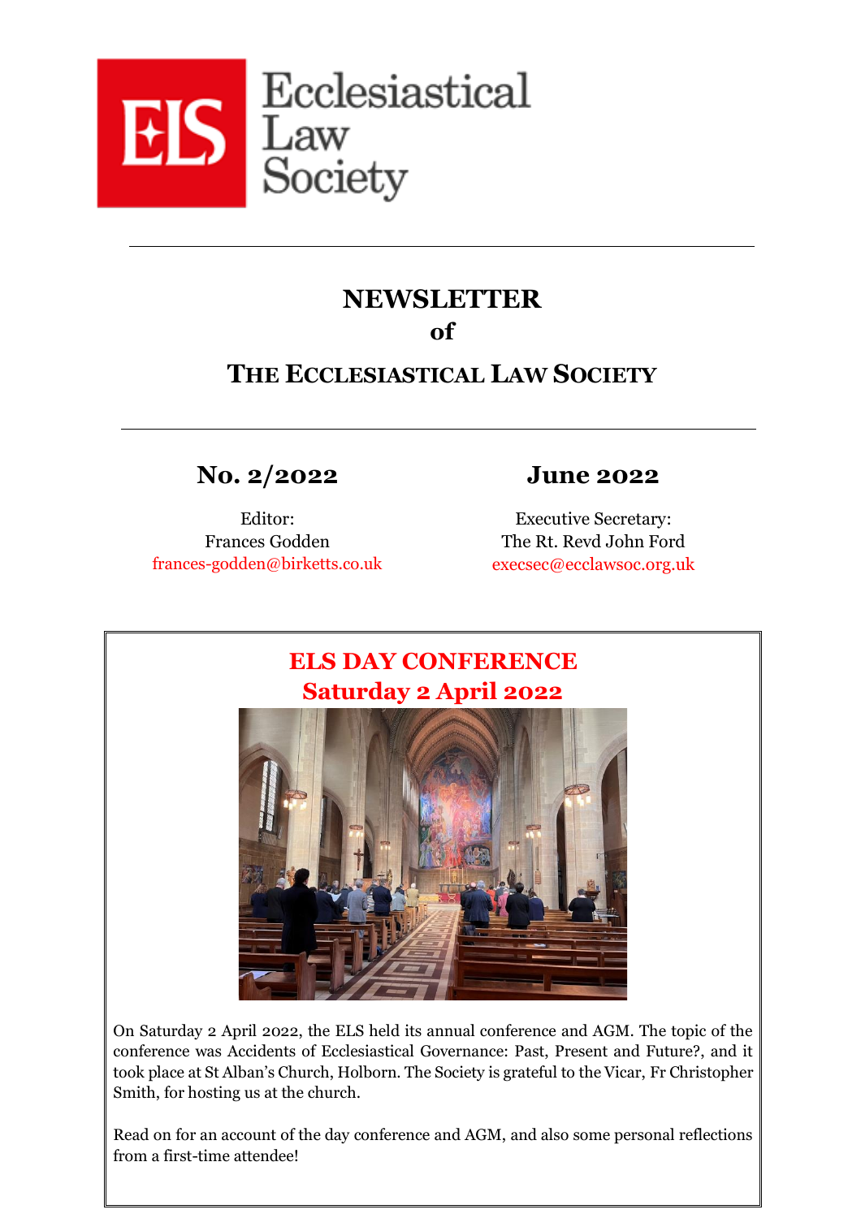Ecclesiastical Law Society

# NEWSLETTER of THE ECCLESIASTICAL LAW SOCIETY

## No. 2/2022

## June 2022

Editor:
Frances Godden
frances-godden@birketts.co.uk

Executive Secretary:
The Rt. Revd John Ford
execsec@ecclawsoc.org.uk

## ELS DAY CONFERENCE
## Saturday 2 April 2022

On Saturday 2 April 2022, the ELS held its annual conference and AGM. The topic of the conference was Accidents of Ecclesiastical Governance: Past, Present and Future?, and it took place at St Alban's Church, Holborn. The Society is grateful to the Vicar, Fr Christopher Smith, for hosting us at the church.

Read on for an account of the day conference and AGM, and also some personal reflections from a first-time attendee!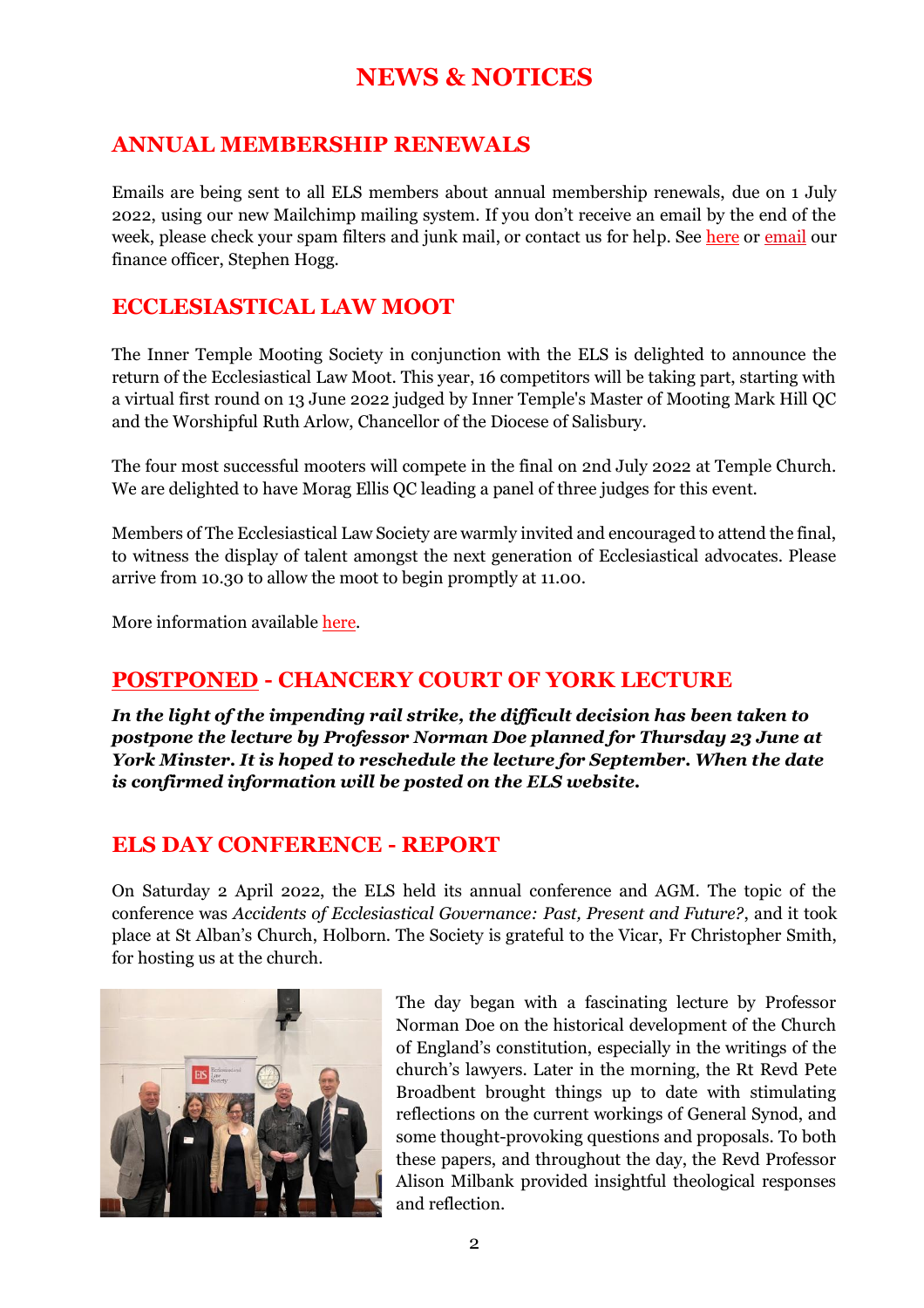# NEWS & NOTICES

## ANNUAL MEMBERSHIP RENEWALS

Emails are being sent to all ELS members about annual membership renewals, due on 1 July 2022, using our new Mailchimp mailing system. If you don't receive an email by the end of the week, please check your spam filters and junk mail, or contact us for help. See here or email our finance officer, Stephen Hogg.

## ECCLESIASTICAL LAW MOOT

The Inner Temple Mooting Society in conjunction with the ELS is delighted to announce the return of the Ecclesiastical Law Moot. This year, 16 competitors will be taking part, starting with a virtual first round on 13 June 2022 judged by Inner Temple's Master of Mooting Mark Hill QC and the Worshipful Ruth Arlow, Chancellor of the Diocese of Salisbury.

The four most successful mooters will compete in the final on 2nd July 2022 at Temple Church. We are delighted to have Morag Ellis QC leading a panel of three judges for this event.

Members of The Ecclesiastical Law Society are warmly invited and encouraged to attend the final, to witness the display of talent amongst the next generation of Ecclesiastical advocates. Please arrive from 10.30 to allow the moot to begin promptly at 11.00.

More information available here.

## POSTPONED - CHANCERY COURT OF YORK LECTURE

***In the light of the impending rail strike, the difficult decision has been taken to postpone the lecture by Professor Norman Doe planned for Thursday 23 June at York Minster. It is hoped to reschedule the lecture for September. When the date is confirmed information will be posted on the ELS website.***

## ELS DAY CONFERENCE - REPORT

On Saturday 2 April 2022, the ELS held its annual conference and AGM. The topic of the conference was *Accidents of Ecclesiastical Governance: Past, Present and Future?*, and it took place at St Alban's Church, Holborn. The Society is grateful to the Vicar, Fr Christopher Smith, for hosting us at the church.

The day began with a fascinating lecture by Professor Norman Doe on the historical development of the Church of England's constitution, especially in the writings of the church's lawyers. Later in the morning, the Rt Revd Pete Broadbent brought things up to date with stimulating reflections on the current workings of General Synod, and some thought-provoking questions and proposals. To both these papers, and throughout the day, the Revd Professor Alison Milbank provided insightful theological responses and reflection.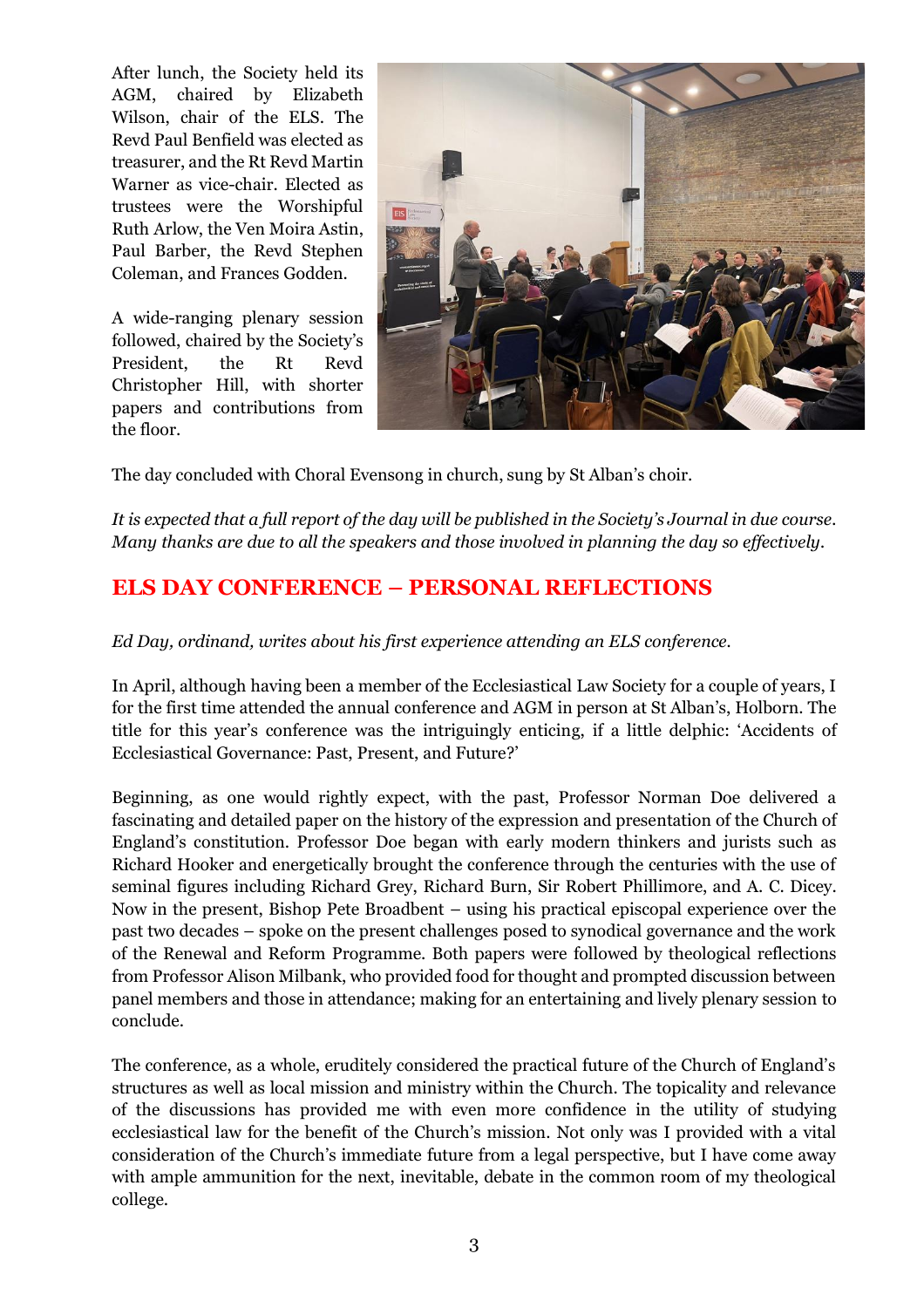After lunch, the Society held its AGM, chaired by Elizabeth Wilson, chair of the ELS. The Revd Paul Benfield was elected as treasurer, and the Rt Revd Martin Warner as vice-chair. Elected as trustees were the Worshipful Ruth Arlow, the Ven Moira Astin, Paul Barber, the Revd Stephen Coleman, and Frances Godden.

A wide-ranging plenary session followed, chaired by the Society's President, the Rt Revd Christopher Hill, with shorter papers and contributions from the floor.

The day concluded with Choral Evensong in church, sung by St Alban's choir.

*It is expected that a full report of the day will be published in the Society's Journal in due course. Many thanks are due to all the speakers and those involved in planning the day so effectively.*

## ELS DAY CONFERENCE – PERSONAL REFLECTIONS

*Ed Day, ordinand, writes about his first experience attending an ELS conference.*

In April, although having been a member of the Ecclesiastical Law Society for a couple of years, I for the first time attended the annual conference and AGM in person at St Alban's, Holborn. The title for this year's conference was the intriguingly enticing, if a little delphic: 'Accidents of Ecclesiastical Governance: Past, Present, and Future?'

Beginning, as one would rightly expect, with the past, Professor Norman Doe delivered a fascinating and detailed paper on the history of the expression and presentation of the Church of England's constitution. Professor Doe began with early modern thinkers and jurists such as Richard Hooker and energetically brought the conference through the centuries with the use of seminal figures including Richard Grey, Richard Burn, Sir Robert Phillimore, and A. C. Dicey. Now in the present, Bishop Pete Broadbent – using his practical episcopal experience over the past two decades – spoke on the present challenges posed to synodical governance and the work of the Renewal and Reform Programme. Both papers were followed by theological reflections from Professor Alison Milbank, who provided food for thought and prompted discussion between panel members and those in attendance; making for an entertaining and lively plenary session to conclude.

The conference, as a whole, eruditely considered the practical future of the Church of England's structures as well as local mission and ministry within the Church. The topicality and relevance of the discussions has provided me with even more confidence in the utility of studying ecclesiastical law for the benefit of the Church's mission. Not only was I provided with a vital consideration of the Church's immediate future from a legal perspective, but I have come away with ample ammunition for the next, inevitable, debate in the common room of my theological college.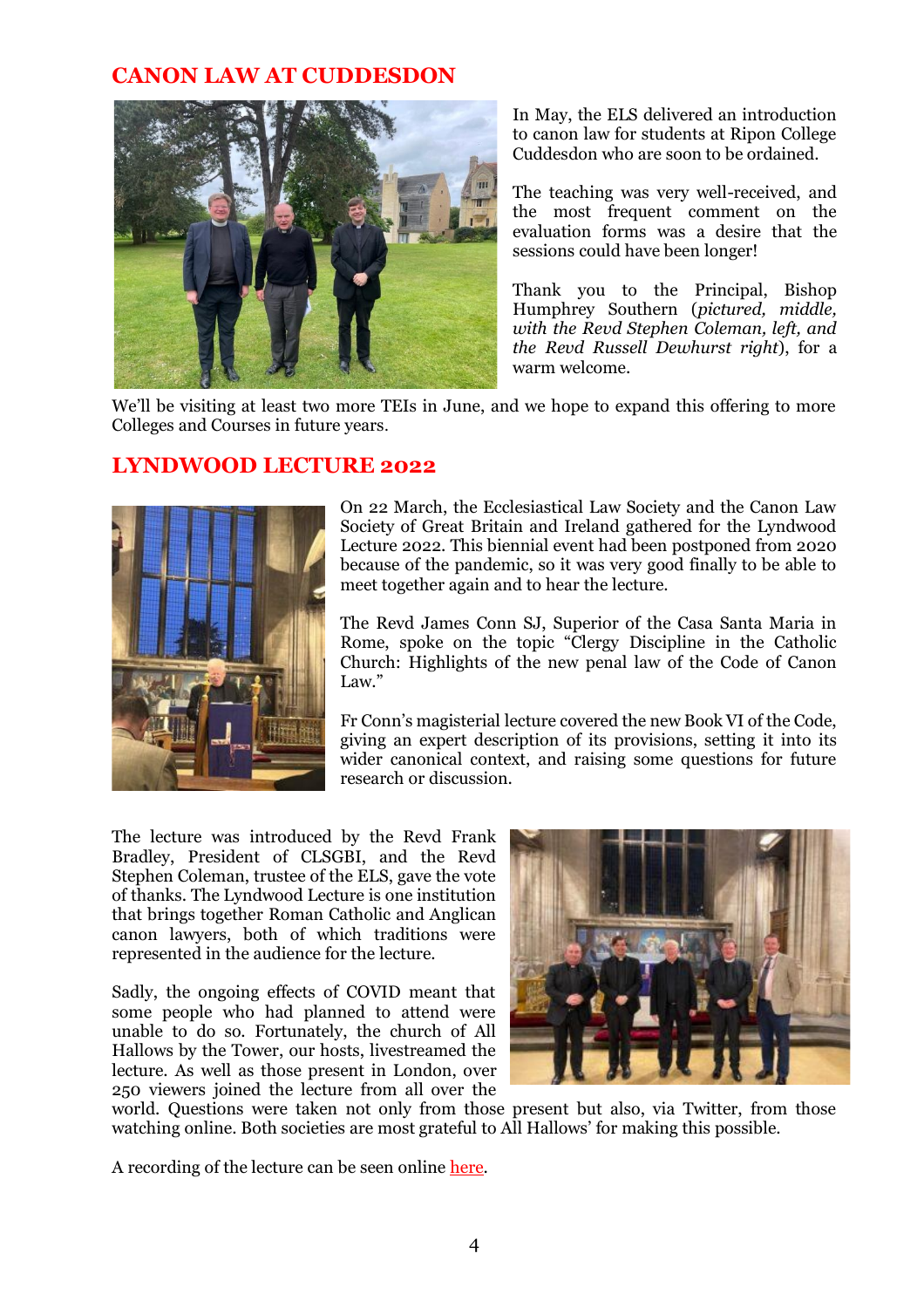## CANON LAW AT CUDDESDON

In May, the ELS delivered an introduction to canon law for students at Ripon College Cuddesdon who are soon to be ordained.

The teaching was very well-received, and the most frequent comment on the evaluation forms was a desire that the sessions could have been longer!

Thank you to the Principal, Bishop Humphrey Southern (*pictured, middle, with the Revd Stephen Coleman, left, and the Revd Russell Dewhurst right*), for a warm welcome.

We'll be visiting at least two more TEIs in June, and we hope to expand this offering to more Colleges and Courses in future years.

## LYNDWOOD LECTURE 2022

On 22 March, the Ecclesiastical Law Society and the Canon Law Society of Great Britain and Ireland gathered for the Lyndwood Lecture 2022. This biennial event had been postponed from 2020 because of the pandemic, so it was very good finally to be able to meet together again and to hear the lecture.

The Revd James Conn SJ, Superior of the Casa Santa Maria in Rome, spoke on the topic "Clergy Discipline in the Catholic Church: Highlights of the new penal law of the Code of Canon Law."

Fr Conn's magisterial lecture covered the new Book VI of the Code, giving an expert description of its provisions, setting it into its wider canonical context, and raising some questions for future research or discussion.

The lecture was introduced by the Revd Frank Bradley, President of CLSGBI, and the Revd Stephen Coleman, trustee of the ELS, gave the vote of thanks. The Lyndwood Lecture is one institution that brings together Roman Catholic and Anglican canon lawyers, both of which traditions were represented in the audience for the lecture.

Sadly, the ongoing effects of COVID meant that some people who had planned to attend were unable to do so. Fortunately, the church of All Hallows by the Tower, our hosts, livestreamed the lecture. As well as those present in London, over 250 viewers joined the lecture from all over the world. Questions were taken not only from those present but also, via Twitter, from those watching online. Both societies are most grateful to All Hallows' for making this possible.

A recording of the lecture can be seen online here.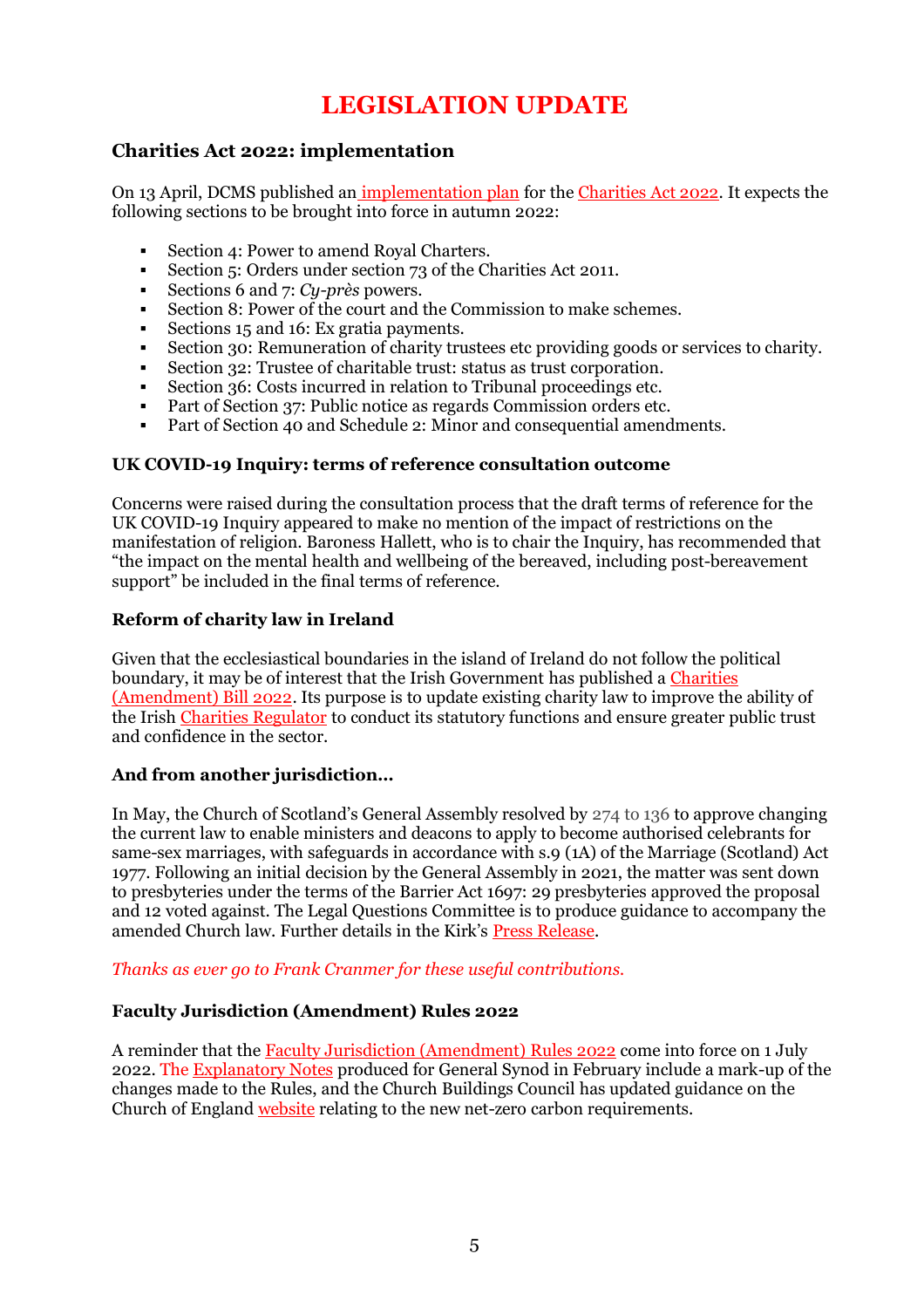# LEGISLATION UPDATE

### Charities Act 2022: implementation

On 13 April, DCMS published an implementation plan for the Charities Act 2022. It expects the following sections to be brought into force in autumn 2022:

- Section 4: Power to amend Royal Charters.
- Section 5: Orders under section 73 of the Charities Act 2011.
- Sections 6 and 7: *Cy-près* powers.
- Section 8: Power of the court and the Commission to make schemes.
- Sections 15 and 16: Ex gratia payments.
- Section 30: Remuneration of charity trustees etc providing goods or services to charity.
- Section 32: Trustee of charitable trust: status as trust corporation.
- Section 36: Costs incurred in relation to Tribunal proceedings etc.
- Part of Section 37: Public notice as regards Commission orders etc.
- Part of Section 40 and Schedule 2: Minor and consequential amendments.

#### UK COVID-19 Inquiry: terms of reference consultation outcome

Concerns were raised during the consultation process that the draft terms of reference for the UK COVID-19 Inquiry appeared to make no mention of the impact of restrictions on the manifestation of religion. Baroness Hallett, who is to chair the Inquiry, has recommended that "the impact on the mental health and wellbeing of the bereaved, including post-bereavement support" be included in the final terms of reference.

#### Reform of charity law in Ireland

Given that the ecclesiastical boundaries in the island of Ireland do not follow the political boundary, it may be of interest that the Irish Government has published a Charities (Amendment) Bill 2022. Its purpose is to update existing charity law to improve the ability of the Irish Charities Regulator to conduct its statutory functions and ensure greater public trust and confidence in the sector.

#### And from another jurisdiction…

In May, the Church of Scotland's General Assembly resolved by 274 to 136 to approve changing the current law to enable ministers and deacons to apply to become authorised celebrants for same-sex marriages, with safeguards in accordance with s.9 (1A) of the Marriage (Scotland) Act 1977. Following an initial decision by the General Assembly in 2021, the matter was sent down to presbyteries under the terms of the Barrier Act 1697: 29 presbyteries approved the proposal and 12 voted against. The Legal Questions Committee is to produce guidance to accompany the amended Church law. Further details in the Kirk's Press Release.

*Thanks as ever go to Frank Cranmer for these useful contributions.*

#### Faculty Jurisdiction (Amendment) Rules 2022

A reminder that the Faculty Jurisdiction (Amendment) Rules 2022 come into force on 1 July 2022. The Explanatory Notes produced for General Synod in February include a mark-up of the changes made to the Rules, and the Church Buildings Council has updated guidance on the Church of England website relating to the new net-zero carbon requirements.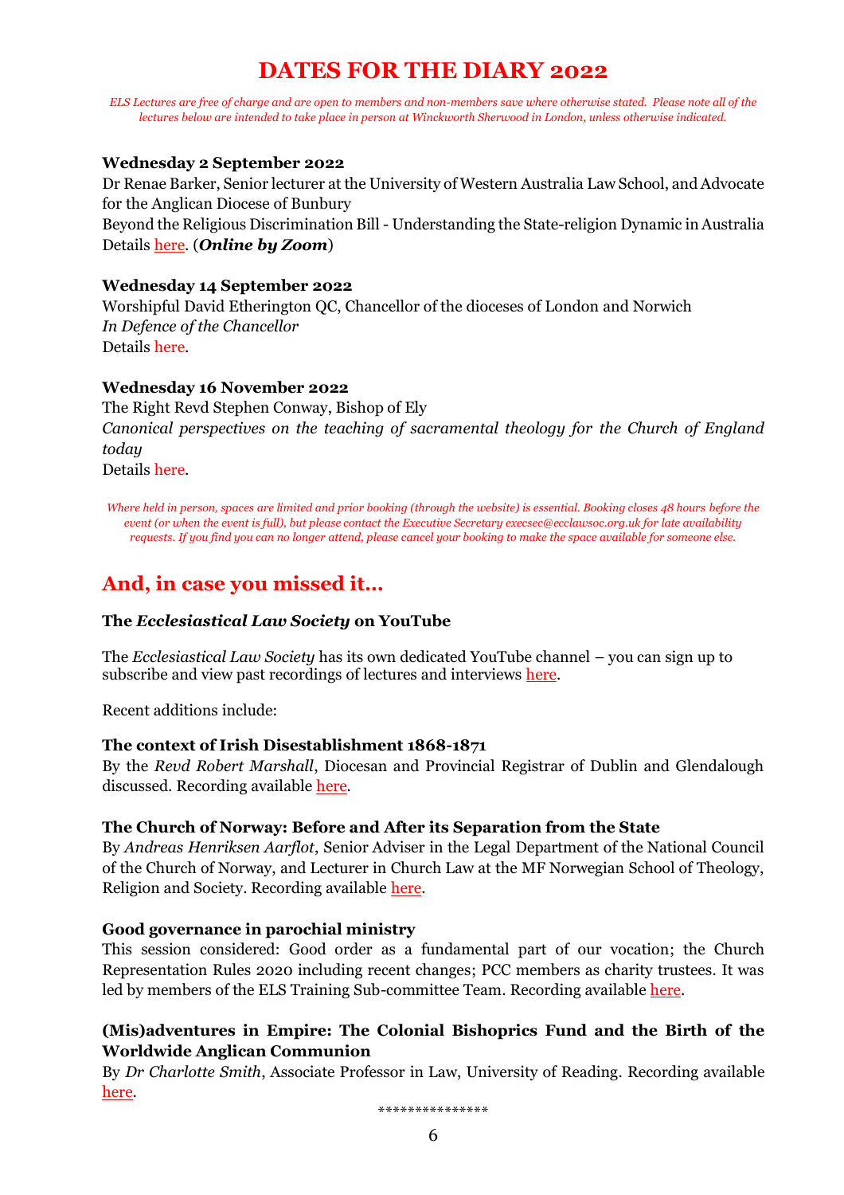# DATES FOR THE DIARY 2022

*ELS Lectures are free of charge and are open to members and non-members save where otherwise stated. Please note all of the lectures below are intended to take place in person at Winckworth Sherwood in London, unless otherwise indicated.*

**Wednesday 2 September 2022**
Dr Renae Barker, Senior lecturer at the University of Western Australia Law School, and Advocate for the Anglican Diocese of Bunbury
Beyond the Religious Discrimination Bill - Understanding the State-religion Dynamic in Australia
Details here. (***Online by Zoom***)

**Wednesday 14 September 2022**
Worshipful David Etherington QC, Chancellor of the dioceses of London and Norwich
*In Defence of the Chancellor*
Details here.

**Wednesday 16 November 2022**
The Right Revd Stephen Conway, Bishop of Ely
*Canonical perspectives on the teaching of sacramental theology for the Church of England today*
Details here.

*Where held in person, spaces are limited and prior booking (through the website) is essential. Booking closes 48 hours before the event (or when the event is full), but please contact the Executive Secretary execsec@ecclawsoc.org.uk for late availability requests. If you find you can no longer attend, please cancel your booking to make the space available for someone else.*

## And, in case you missed it…

**The *Ecclesiastical Law Society* on YouTube**

The *Ecclesiastical Law Society* has its own dedicated YouTube channel – you can sign up to subscribe and view past recordings of lectures and interviews here.

Recent additions include:

**The context of Irish Disestablishment 1868-1871**
By the *Revd Robert Marshall*, Diocesan and Provincial Registrar of Dublin and Glendalough discussed. Recording available here.

**The Church of Norway: Before and After its Separation from the State**
By *Andreas Henriksen Aarflot*, Senior Adviser in the Legal Department of the National Council of the Church of Norway, and Lecturer in Church Law at the MF Norwegian School of Theology, Religion and Society. Recording available here.

**Good governance in parochial ministry**
This session considered: Good order as a fundamental part of our vocation; the Church Representation Rules 2020 including recent changes; PCC members as charity trustees. It was led by members of the ELS Training Sub-committee Team. Recording available here.

**(Mis)adventures in Empire: The Colonial Bishoprics Fund and the Birth of the Worldwide Anglican Communion**
By *Dr Charlotte Smith*, Associate Professor in Law, University of Reading. Recording available here.

***************